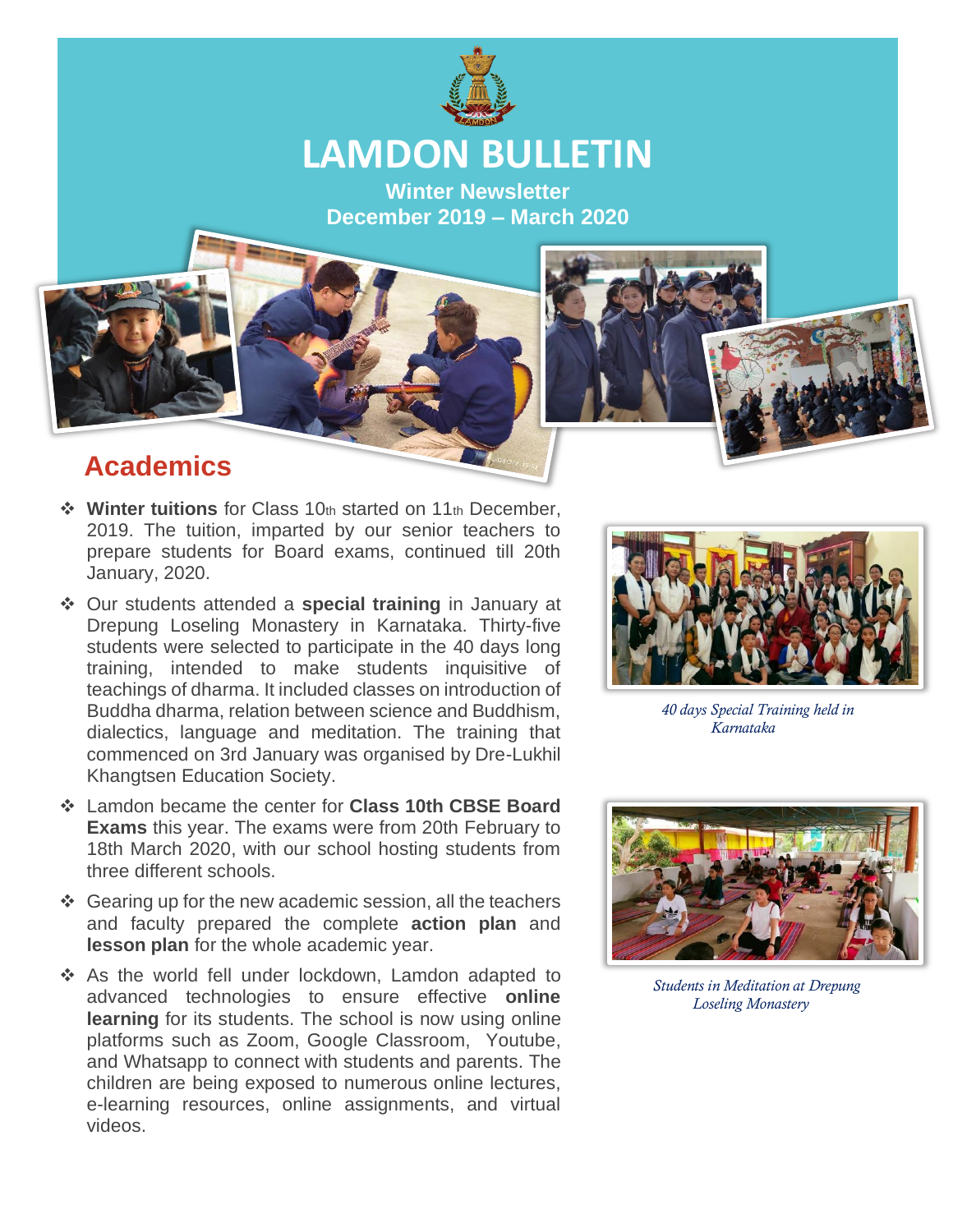# LAMDON BULLETIN

**Winter Newsletter**
**December 2019 – March 2020**

## Academics

- **Winter tuitions** for Class 10th started on 11th December, 2019. The tuition, imparted by our senior teachers to prepare students for Board exams, continued till 20th January, 2020.
- Our students attended a **special training** in January at Drepung Loseling Monastery in Karnataka. Thirty-five students were selected to participate in the 40 days long training, intended to make students inquisitive of teachings of dharma. It included classes on introduction of Buddha dharma, relation between science and Buddhism, dialectics, language and meditation. The training that commenced on 3rd January was organised by Dre-Lukhil Khangtsen Education Society.
- Lamdon became the center for **Class 10th CBSE Board Exams** this year. The exams were from 20th February to 18th March 2020, with our school hosting students from three different schools.
- Gearing up for the new academic session, all the teachers and faculty prepared the complete **action plan** and **lesson plan** for the whole academic year.
- As the world fell under lockdown, Lamdon adapted to advanced technologies to ensure effective **online learning** for its students. The school is now using online platforms such as Zoom, Google Classroom, Youtube, and Whatsapp to connect with students and parents. The children are being exposed to numerous online lectures, e-learning resources, online assignments, and virtual videos.

*40 days Special Training held in Karnataka*

*Students in Meditation at Drepung Loseling Monastery*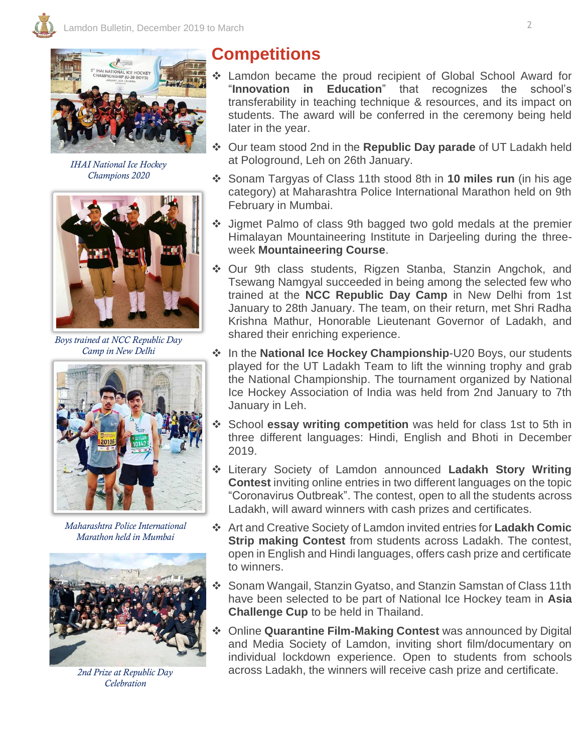IHAI National Ice Hockey Champions 2020

Boys trained at NCC Republic Day Camp in New Delhi

Maharashtra Police International Marathon held in Mumbai

2nd Prize at Republic Day Celebration

# Competitions

- Lamdon became the proud recipient of Global School Award for "**Innovation in Education**" that recognizes the school's transferability in teaching technique & resources, and its impact on students. The award will be conferred in the ceremony being held later in the year.
- Our team stood 2nd in the **Republic Day parade** of UT Ladakh held at Pologround, Leh on 26th January.
- Sonam Targyas of Class 11th stood 8th in **10 miles run** (in his age category) at Maharashtra Police International Marathon held on 9th February in Mumbai.
- Jigmet Palmo of class 9th bagged two gold medals at the premier Himalayan Mountaineering Institute in Darjeeling during the three-week **Mountaineering Course**.
- Our 9th class students, Rigzen Stanba, Stanzin Angchok, and Tsewang Namgyal succeeded in being among the selected few who trained at the **NCC Republic Day Camp** in New Delhi from 1st January to 28th January. The team, on their return, met Shri Radha Krishna Mathur, Honorable Lieutenant Governor of Ladakh, and shared their enriching experience.
- In the **National Ice Hockey Championship**-U20 Boys, our students played for the UT Ladakh Team to lift the winning trophy and grab the National Championship. The tournament organized by National Ice Hockey Association of India was held from 2nd January to 7th January in Leh.
- School **essay writing competition** was held for class 1st to 5th in three different languages: Hindi, English and Bhoti in December 2019.
- Literary Society of Lamdon announced **Ladakh Story Writing Contest** inviting online entries in two different languages on the topic "Coronavirus Outbreak". The contest, open to all the students across Ladakh, will award winners with cash prizes and certificates.
- Art and Creative Society of Lamdon invited entries for **Ladakh Comic Strip making Contest** from students across Ladakh. The contest, open in English and Hindi languages, offers cash prize and certificate to winners.
- Sonam Wangail, Stanzin Gyatso, and Stanzin Samstan of Class 11th have been selected to be part of National Ice Hockey team in **Asia Challenge Cup** to be held in Thailand.
- Online **Quarantine Film-Making Contest** was announced by Digital and Media Society of Lamdon, inviting short film/documentary on individual lockdown experience. Open to students from schools across Ladakh, the winners will receive cash prize and certificate.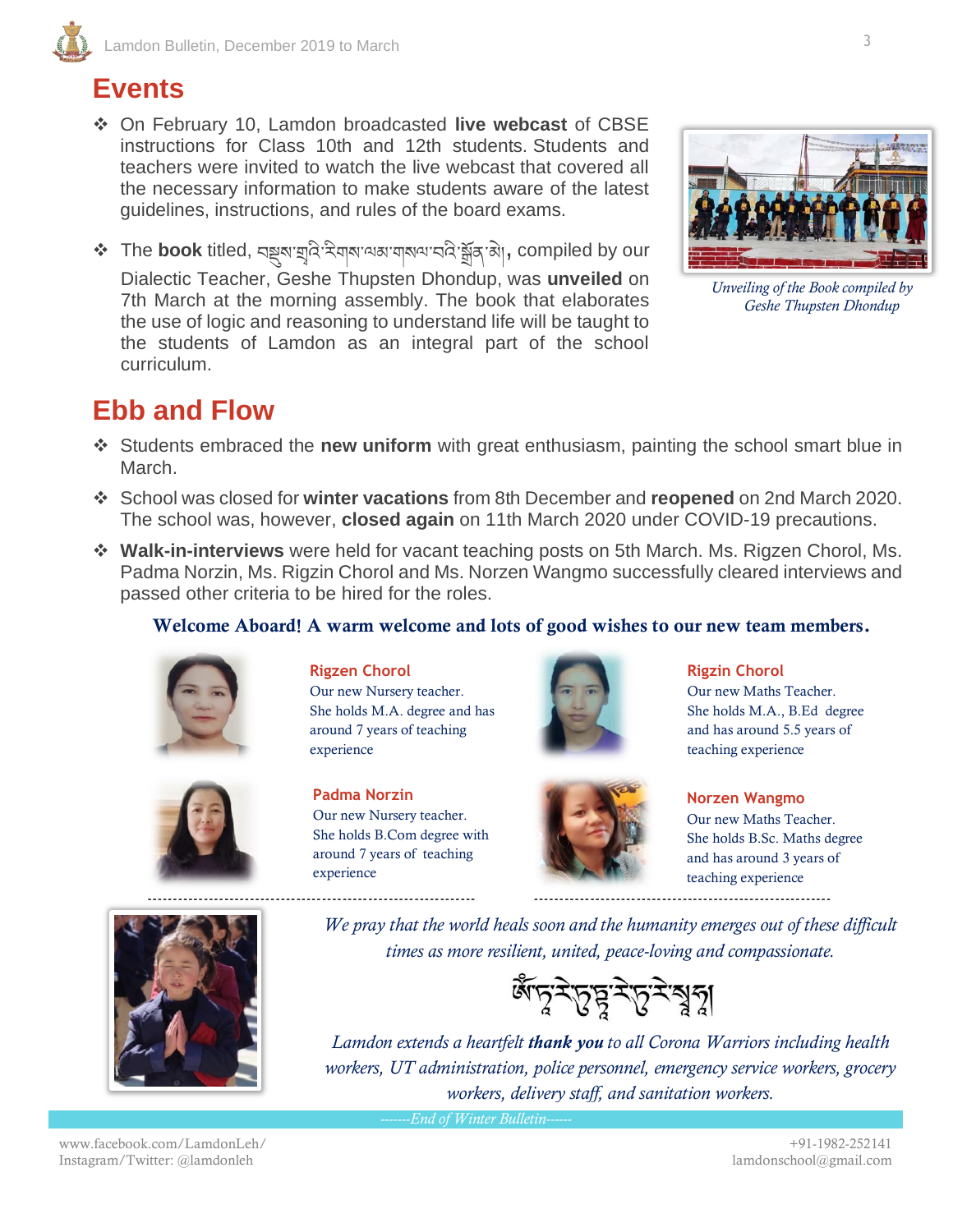# Events

- On February 10, Lamdon broadcasted **live webcast** of CBSE instructions for Class 10th and 12th students. Students and teachers were invited to watch the live webcast that covered all the necessary information to make students aware of the latest guidelines, instructions, and rules of the board exams.
- The **book** titled, བརྩམས་གྲྭའི་རིགས་ལམ་གསལ་བའི་སྒྲོན་མེ།, compiled by our Dialectic Teacher, Geshe Thupsten Dhondup, was **unveiled** on 7th March at the morning assembly. The book that elaborates the use of logic and reasoning to understand life will be taught to the students of Lamdon as an integral part of the school curriculum.

*Unveiling of the Book compiled by Geshe Thupsten Dhondup*

# Ebb and Flow

- Students embraced the **new uniform** with great enthusiasm, painting the school smart blue in March.
- School was closed for **winter vacations** from 8th December and **reopened** on 2nd March 2020. The school was, however, **closed again** on 11th March 2020 under COVID-19 precautions.
- **Walk-in-interviews** were held for vacant teaching posts on 5th March. Ms. Rigzen Chorol, Ms. Padma Norzin, Ms. Rigzin Chorol and Ms. Norzen Wangmo successfully cleared interviews and passed other criteria to be hired for the roles.

**Welcome Aboard! A warm welcome and lots of good wishes to our new team members.**

**Rigzen Chorol**
Our new Nursery teacher.
She holds M.A. degree and has around 7 years of teaching experience

**Rigzin Chorol**
Our new Maths Teacher.
She holds M.A., B.Ed degree and has around 5.5 years of teaching experience

**Padma Norzin**
Our new Nursery teacher.
She holds B.Com degree with around 7 years of teaching experience

**Norzen Wangmo**
Our new Maths Teacher.
She holds B.Sc. Maths degree and has around 3 years of teaching experience

*We pray that the world heals soon and the humanity emerges out of these difficult times as more resilient, united, peace-loving and compassionate.*

ཨོཾ་ཏཱ་རེ་ཏུཏྟཱ་རེ་ཏུ་རེ་སྭཱ་ཧཱ།

*Lamdon extends a heartfelt **thank you** to all Corona Warriors including health workers, UT administration, police personnel, emergency service workers, grocery workers, delivery staff, and sanitation workers.*

*-------End of Winter Bulletin------*

www.facebook.com/LamdonLeh/
Instagram/Twitter: @lamdonleh

+91-1982-252141
lamdonschool@gmail.com